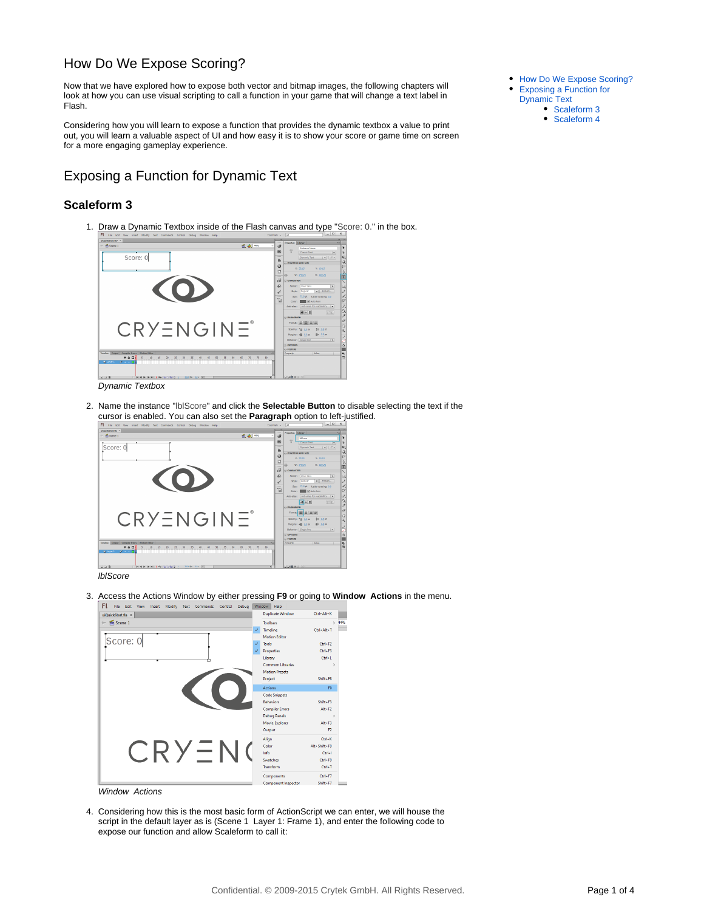# How Do We Expose Scoring?

Now that we have explored how to expose both vector and bitmap images, the following chapters will look at how you can use visual scripting to call a function in your game that will change a text label in Flash.

Considering how you will learn to expose a function that provides the dynamic textbox a value to print out, you will learn a valuable aspect of UI and how easy it is to show your score or game time on screen for a more engaging gameplay experience.

- How Do We Expose Scoring?
- Exposing a Function for Dynamic Text
  - Scaleform 3
  - Scaleform 4

# Exposing a Function for Dynamic Text

## Scaleform 3

1. Draw a Dynamic Textbox inside of the Flash canvas and type "Score: 0." in the box.

   *Dynamic Textbox*

2. Name the instance "lblScore" and click the **Selectable Button** to disable selecting the text if the cursor is enabled. You can also set the **Paragraph** option to left-justified.

   *lblScore*

3. Access the Actions Window by either pressing **F9** or going to **Window Actions** in the menu.

   *Window Actions*

4. Considering how this is the most basic form of ActionScript we can enter, we will house the script in the default layer as is (Scene 1 Layer 1: Frame 1), and enter the following code to expose our function and allow Scaleform to call it: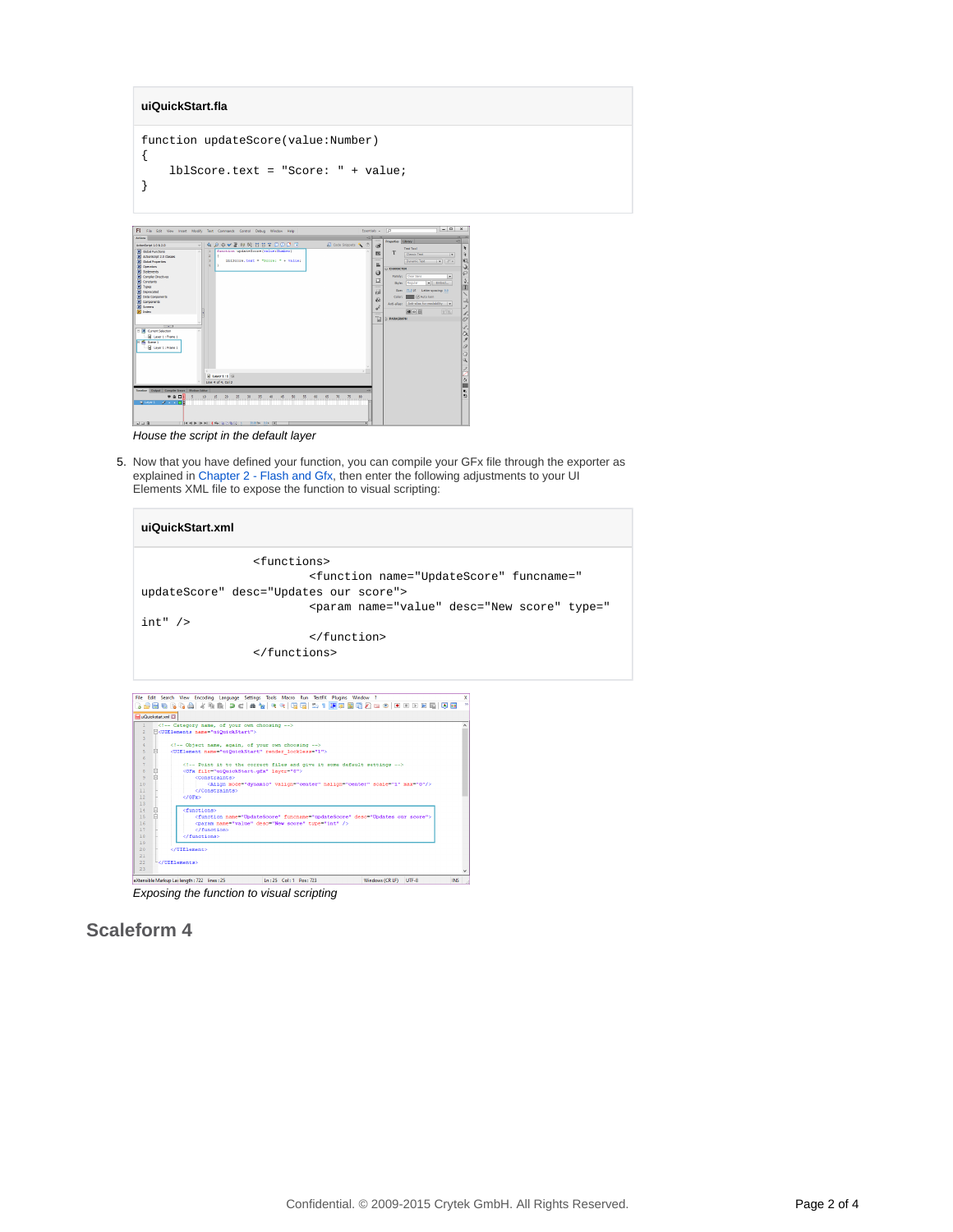**uiQuickStart.fla**

```
function updateScore(value:Number)
{
    lblScore.text = "Score: " + value;
}
```

*House the script in the default layer*

5. Now that you have defined your function, you can compile your GFx file through the exporter as explained in Chapter 2 - Flash and Gfx, then enter the following adjustments to your UI Elements XML file to expose the function to visual scripting:

**uiQuickStart.xml**

```
                <functions>
                        <function name="UpdateScore" funcname="
updateScore" desc="Updates our score">
                        <param name="value" desc="New score" type="
int" />
                        </function>
                </functions>
```

*Exposing the function to visual scripting*

## Scaleform 4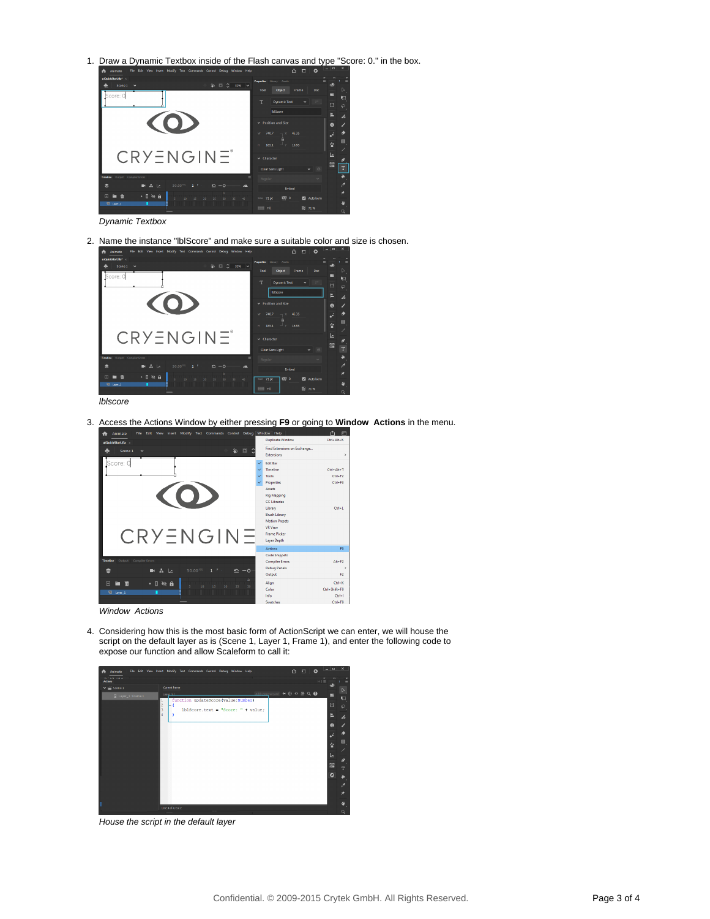1. Draw a Dynamic Textbox inside of the Flash canvas and type "Score: 0." in the box.

   *Dynamic Textbox*

2. Name the instance "lblScore" and make sure a suitable color and size is chosen.

   *lblscore*

3. Access the Actions Window by either pressing **F9** or going to **Window Actions** in the menu.

   *Window Actions*

4. Considering how this is the most basic form of ActionScript we can enter, we will house the script on the default layer as is (Scene 1, Layer 1, Frame 1), and enter the following code to expose our function and allow Scaleform to call it:

   *House the script in the default layer*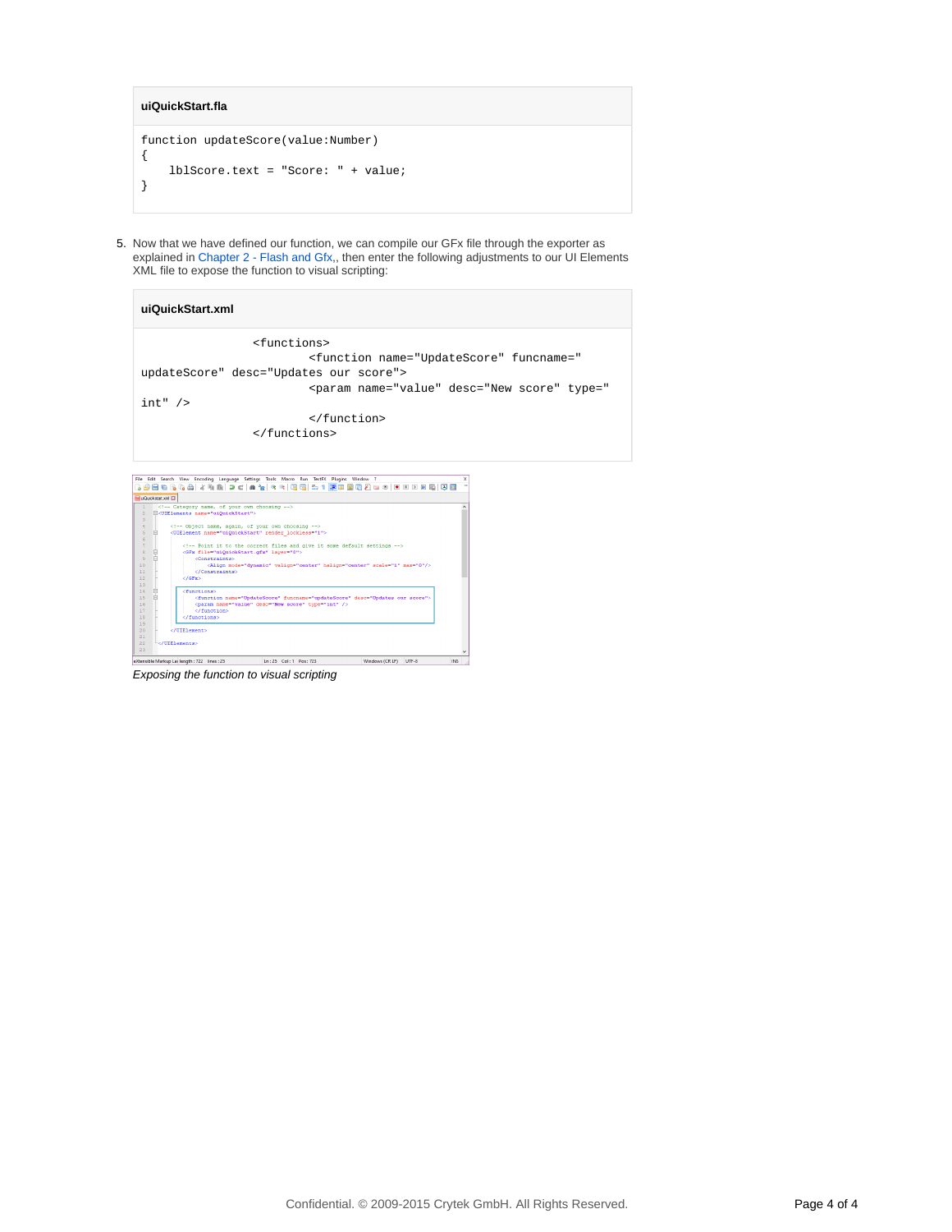**uiQuickStart.fla**

```
function updateScore(value:Number)
{
    lblScore.text = "Score: " + value;
}
```

5. Now that we have defined our function, we can compile our GFx file through the exporter as explained in Chapter 2 - Flash and Gfx,, then enter the following adjustments to our UI Elements XML file to expose the function to visual scripting:

**uiQuickStart.xml**

```
                <functions>
                        <function name="UpdateScore" funcname="
updateScore" desc="Updates our score">
                        <param name="value" desc="New score" type="
int" />
                        </function>
                </functions>
```

*Exposing the function to visual scripting*